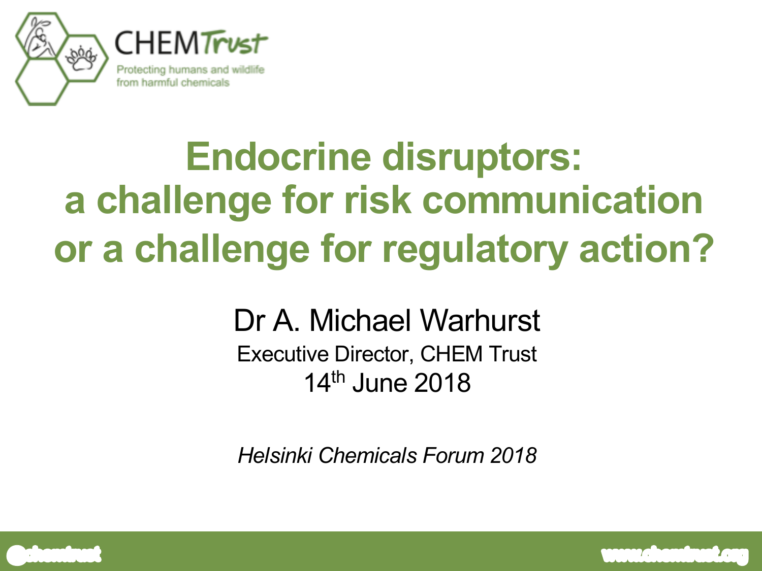CHEM Trust

Protecting humans and wildlife from harmful chemicals

# Endocrine disruptors: a challenge for risk communication or a challenge for regulatory action?

Dr A. Michael Warhurst

Executive Director, CHEM Trust

14th June 2018

*Helsinki Chemicals Forum 2018*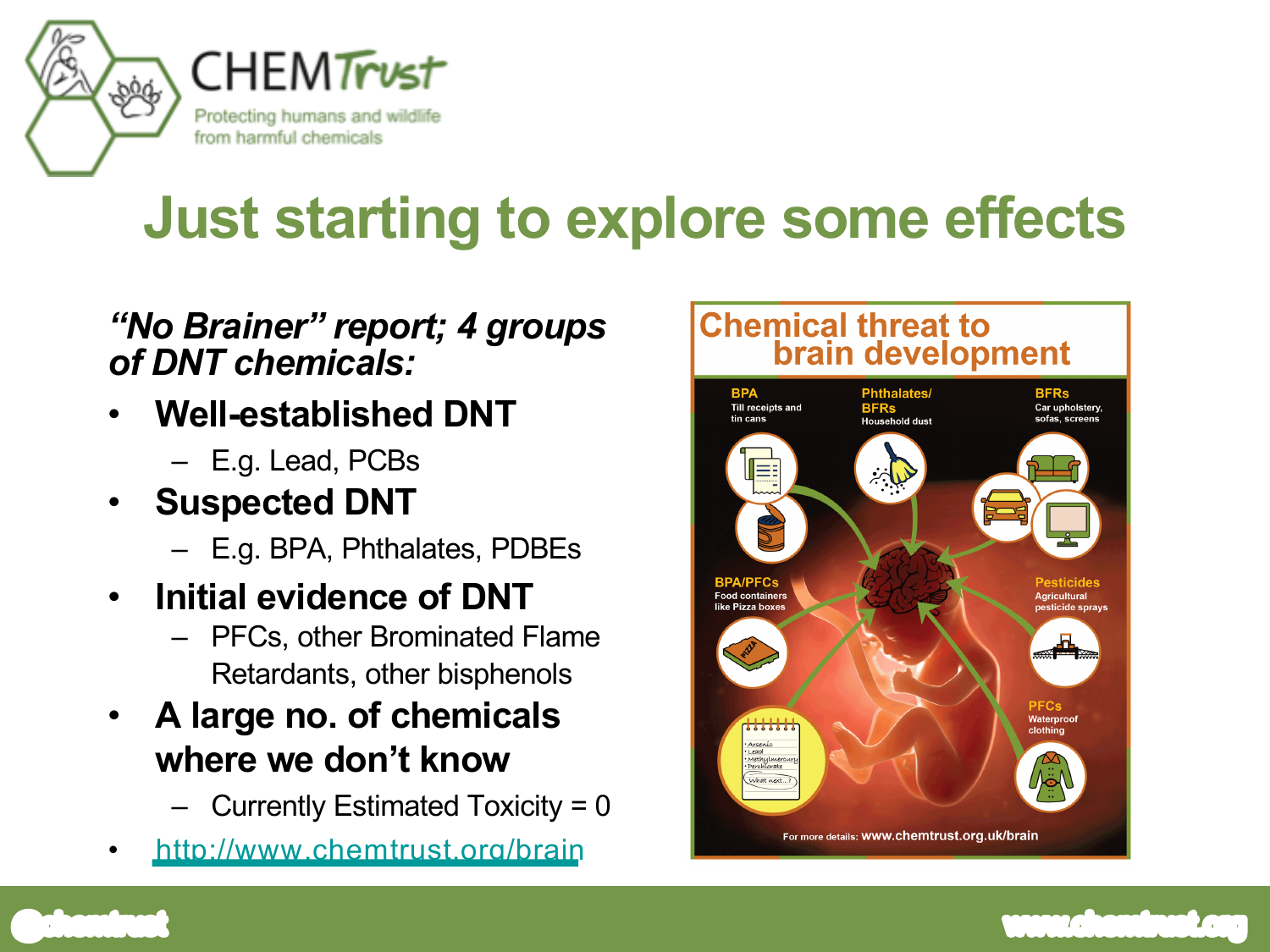# Just starting to explore some effects

*"No Brainer" report; 4 groups of DNT chemicals:*

- **Well-established DNT**
  - E.g. Lead, PCBs
- **Suspected DNT**
  - E.g. BPA, Phthalates, PDBEs
- **Initial evidence of DNT**
  - PFCs, other Brominated Flame Retardants, other bisphenols
- **A large no. of chemicals where we don't know**
  - Currently Estimated Toxicity = 0
- http://www.chemtrust.org/brain

## Chemical threat to brain development

**BPA** Till receipts and tin cans

**Phthalates/ BFRs** Household dust

**BFRs** Car upholstery, sofas, screens

**BPA/PFCs** Food containers like Pizza boxes

**Pesticides** Agricultural pesticide sprays

**PFCs** Waterproof clothing

- Arsenic
- Lead
- Methylmercury
- Perchlorate

What next...?

For more details: www.chemtrust.org.uk/brain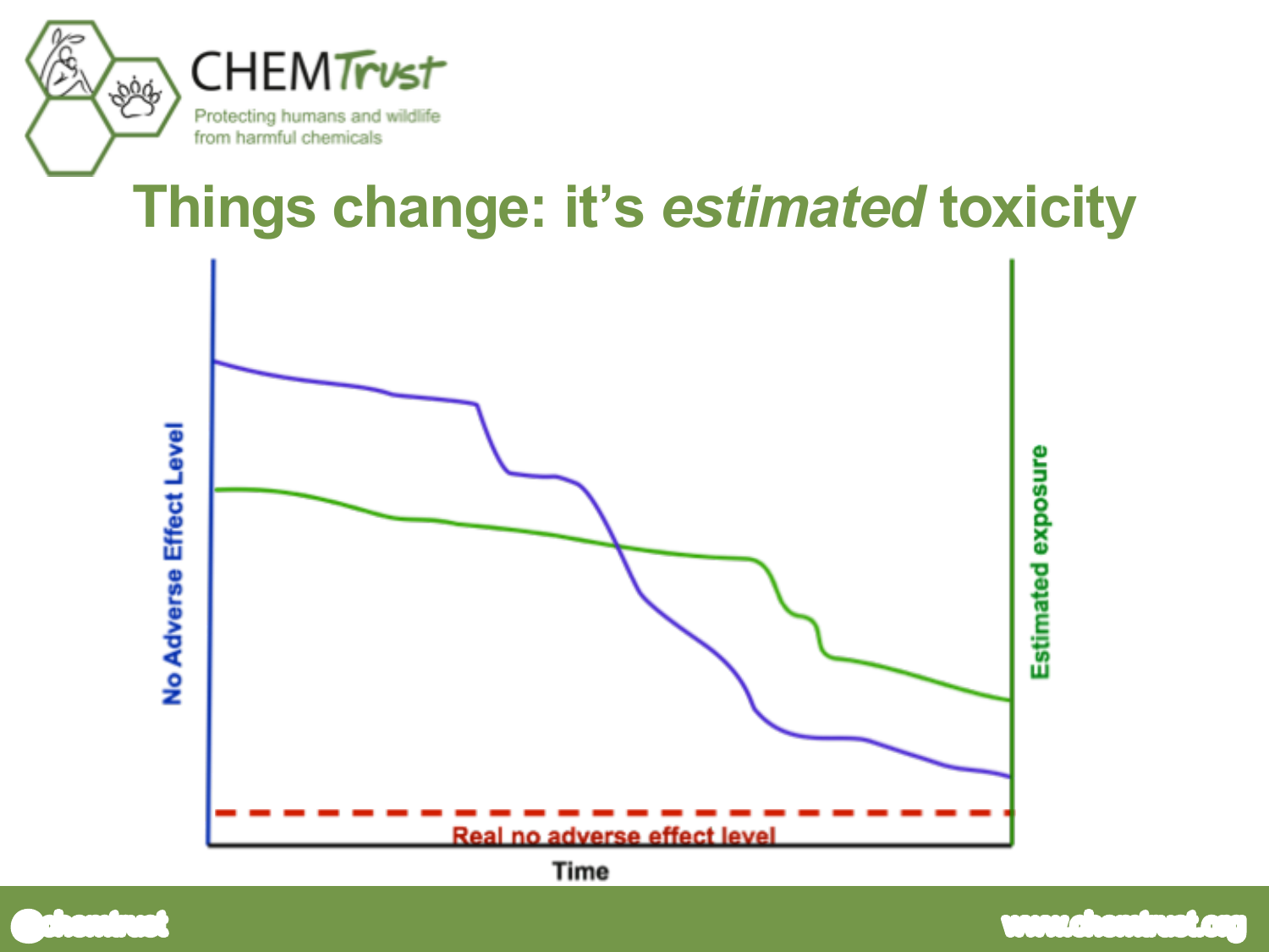# Things change: it's *estimated* toxicity

No Adverse Effect Level

Estimated exposure

Real no adverse effect level

Time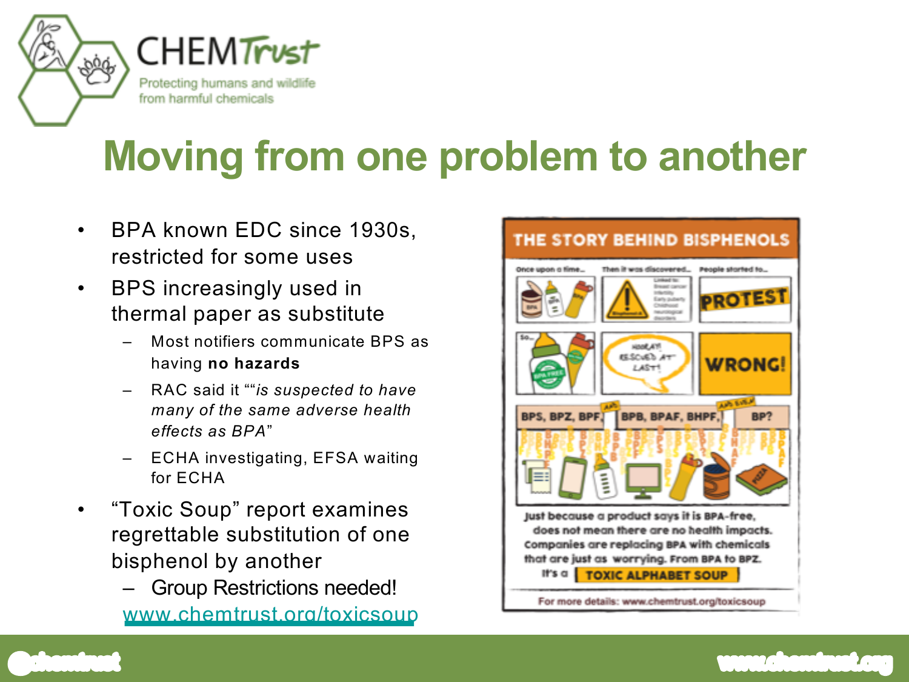# Moving from one problem to another

- BPA known EDC since 1930s, restricted for some uses
- BPS increasingly used in thermal paper as substitute
  - Most notifiers communicate BPS as having **no hazards**
  - RAC said it ""*is suspected to have many of the same adverse health effects as BPA*"
  - ECHA investigating, EFSA waiting for ECHA
- "Toxic Soup" report examines regrettable substitution of one bisphenol by another
  - Group Restrictions needed!

  www.chemtrust.org/toxicsoup

## THE STORY BEHIND BISPHENOLS

Once upon a time... | Then it was discovered... | People started to...

PROTEST

So... | HOORAY! RESCUED AT LAST! | WRONG!

BPS, BPZ, BPF, AND BPB, BPAF, BHPF, AND EVEN BP?

Just because a product says it is BPA-free, does not mean there are no health impacts. Companies are replacing BPA with chemicals that are just as worrying. From BPA to BPZ. It's a TOXIC ALPHABET SOUP

For more details: www.chemtrust.org/toxicsoup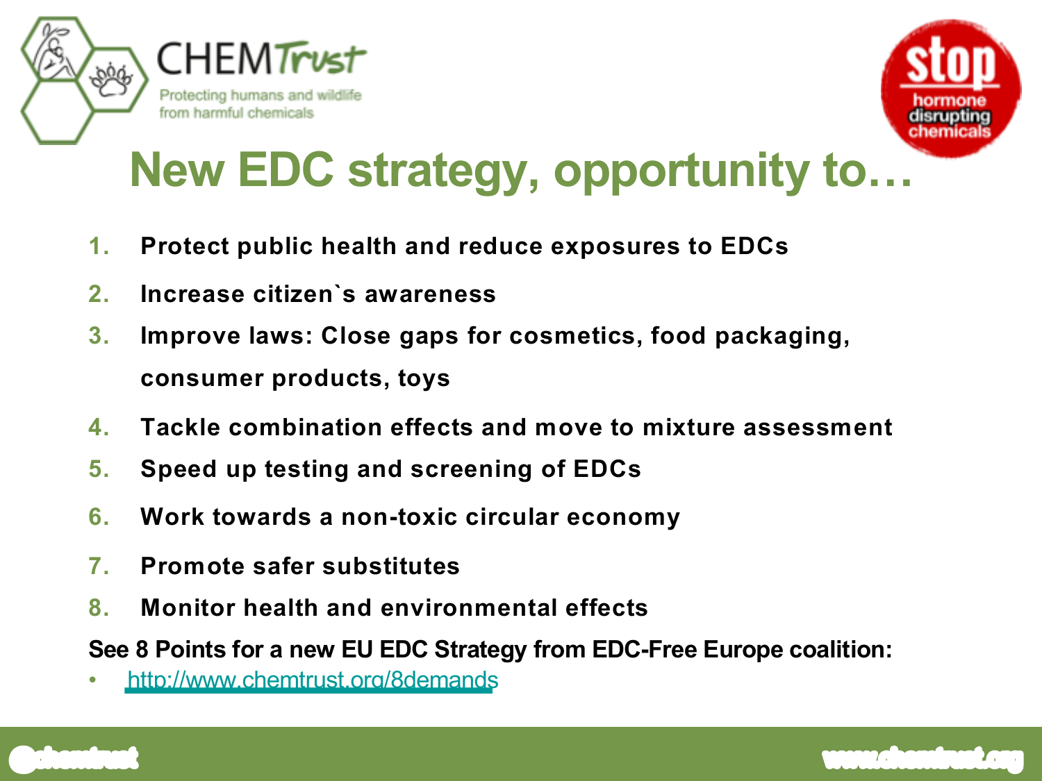# New EDC strategy, opportunity to…

1. **Protect public health and reduce exposures to EDCs**
2. **Increase citizen`s awareness**
3. **Improve laws: Close gaps for cosmetics, food packaging, consumer products, toys**
4. **Tackle combination effects and move to mixture assessment**
5. **Speed up testing and screening of EDCs**
6. **Work towards a non-toxic circular economy**
7. **Promote safer substitutes**
8. **Monitor health and environmental effects**

**See 8 Points for a new EU EDC Strategy from EDC-Free Europe coalition:**

- http://www.chemtrust.org/8demands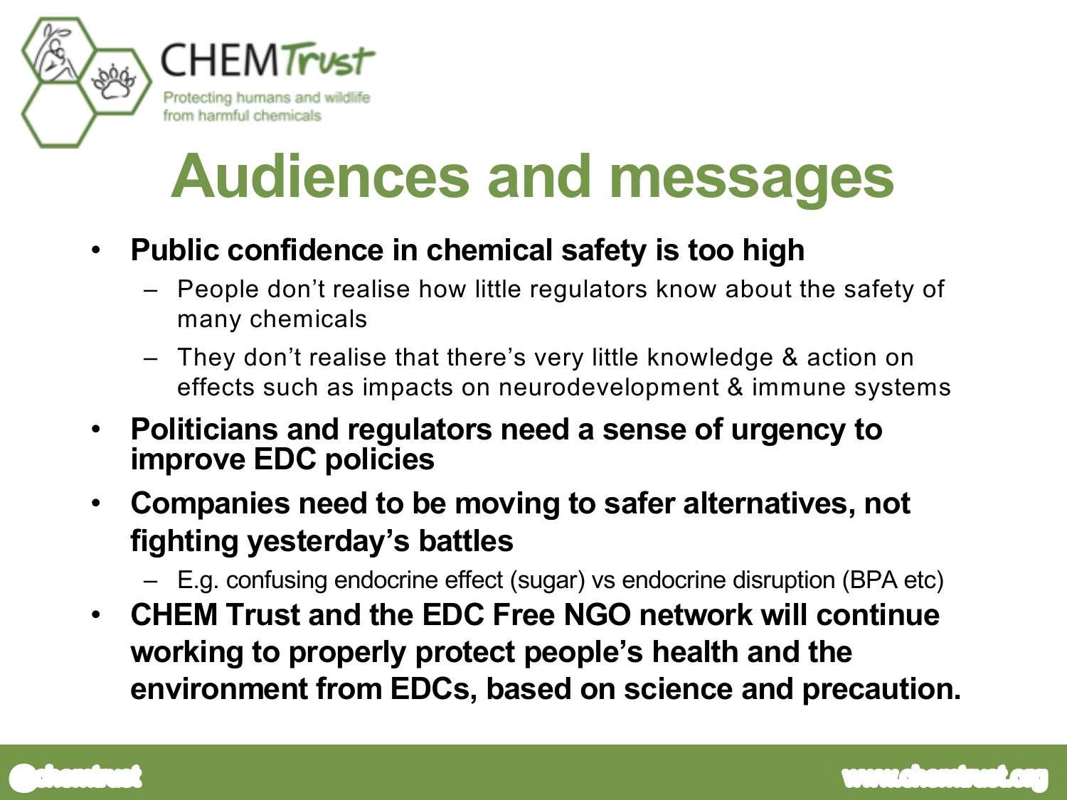# Audiences and messages

- **Public confidence in chemical safety is too high**
  - People don't realise how little regulators know about the safety of many chemicals
  - They don't realise that there's very little knowledge & action on effects such as impacts on neurodevelopment & immune systems
- **Politicians and regulators need a sense of urgency to improve EDC policies**
- **Companies need to be moving to safer alternatives, not fighting yesterday's battles**
  - E.g. confusing endocrine effect (sugar) vs endocrine disruption (BPA etc)
- **CHEM Trust and the EDC Free NGO network will continue working to properly protect people's health and the environment from EDCs, based on science and precaution.**